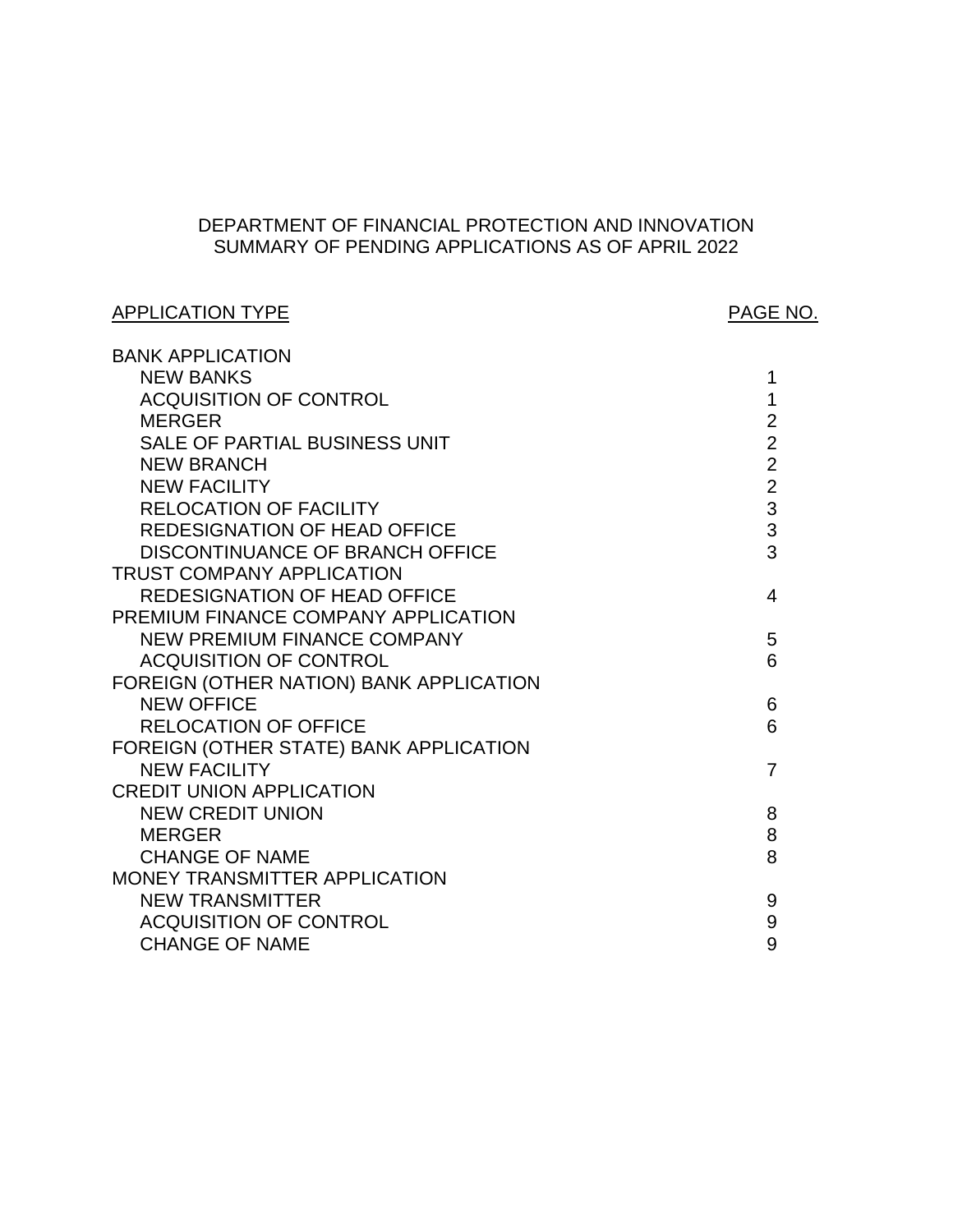# DEPARTMENT OF FINANCIAL PROTECTION AND INNOVATION
## SUMMARY OF PENDING APPLICATIONS AS OF APRIL 2022

| APPLICATION TYPE | PAGE NO. |
|---|---|
| BANK APPLICATION | |
| NEW BANKS | 1 |
| ACQUISITION OF CONTROL | 1 |
| MERGER | 2 |
| SALE OF PARTIAL BUSINESS UNIT | 2 |
| NEW BRANCH | 2 |
| NEW FACILITY | 2 |
| RELOCATION OF FACILITY | 3 |
| REDESIGNATION OF HEAD OFFICE | 3 |
| DISCONTINUANCE OF BRANCH OFFICE | 3 |
| TRUST COMPANY APPLICATION | |
| REDESIGNATION OF HEAD OFFICE | 4 |
| PREMIUM FINANCE COMPANY APPLICATION | |
| NEW PREMIUM FINANCE COMPANY | 5 |
| ACQUISITION OF CONTROL | 6 |
| FOREIGN (OTHER NATION) BANK APPLICATION | |
| NEW OFFICE | 6 |
| RELOCATION OF OFFICE | 6 |
| FOREIGN (OTHER STATE) BANK APPLICATION | |
| NEW FACILITY | 7 |
| CREDIT UNION APPLICATION | |
| NEW CREDIT UNION | 8 |
| MERGER | 8 |
| CHANGE OF NAME | 8 |
| MONEY TRANSMITTER APPLICATION | |
| NEW TRANSMITTER | 9 |
| ACQUISITION OF CONTROL | 9 |
| CHANGE OF NAME | 9 |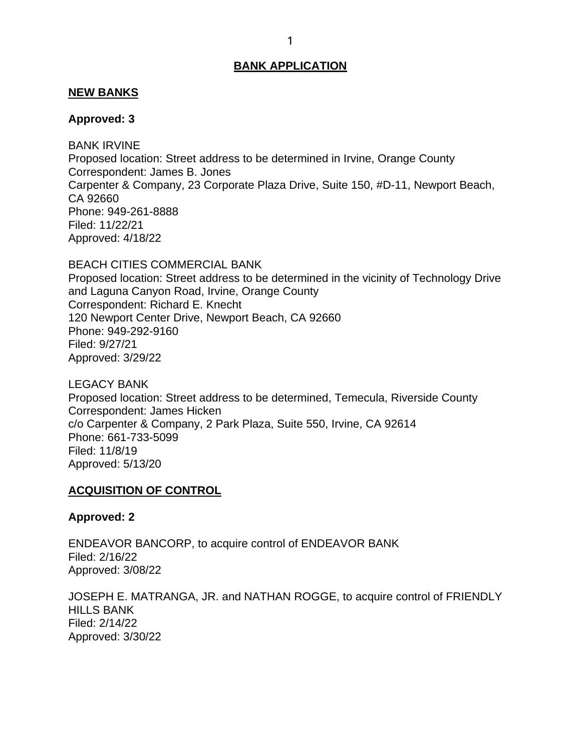# BANK APPLICATION

## NEW BANKS

**Approved: 3**

BANK IRVINE
Proposed location: Street address to be determined in Irvine, Orange County
Correspondent: James B. Jones
Carpenter & Company, 23 Corporate Plaza Drive, Suite 150, #D-11, Newport Beach, CA 92660
Phone: 949-261-8888
Filed: 11/22/21
Approved: 4/18/22

BEACH CITIES COMMERCIAL BANK
Proposed location: Street address to be determined in the vicinity of Technology Drive and Laguna Canyon Road, Irvine, Orange County
Correspondent: Richard E. Knecht
120 Newport Center Drive, Newport Beach, CA 92660
Phone: 949-292-9160
Filed: 9/27/21
Approved: 3/29/22

LEGACY BANK
Proposed location: Street address to be determined, Temecula, Riverside County
Correspondent: James Hicken
c/o Carpenter & Company, 2 Park Plaza, Suite 550, Irvine, CA 92614
Phone: 661-733-5099
Filed: 11/8/19
Approved: 5/13/20

## ACQUISITION OF CONTROL

**Approved: 2**

ENDEAVOR BANCORP, to acquire control of ENDEAVOR BANK
Filed: 2/16/22
Approved: 3/08/22

JOSEPH E. MATRANGA, JR. and NATHAN ROGGE, to acquire control of FRIENDLY HILLS BANK
Filed: 2/14/22
Approved: 3/30/22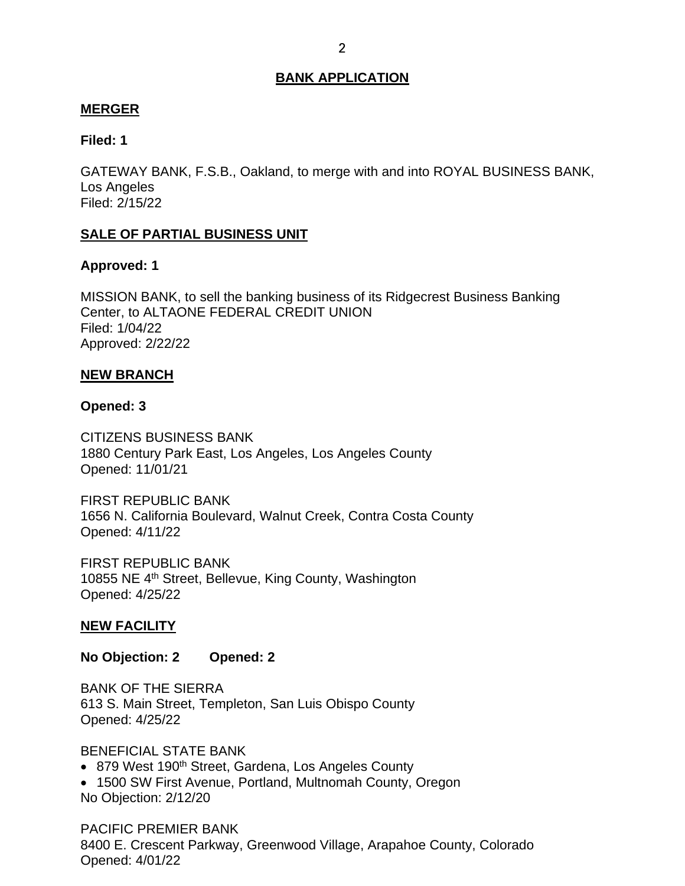# BANK APPLICATION

## MERGER

**Filed: 1**

GATEWAY BANK, F.S.B., Oakland, to merge with and into ROYAL BUSINESS BANK, Los Angeles
Filed: 2/15/22

## SALE OF PARTIAL BUSINESS UNIT

**Approved: 1**

MISSION BANK, to sell the banking business of its Ridgecrest Business Banking Center, to ALTAONE FEDERAL CREDIT UNION
Filed: 1/04/22
Approved: 2/22/22

## NEW BRANCH

**Opened: 3**

CITIZENS BUSINESS BANK
1880 Century Park East, Los Angeles, Los Angeles County
Opened: 11/01/21

FIRST REPUBLIC BANK
1656 N. California Boulevard, Walnut Creek, Contra Costa County
Opened: 4/11/22

FIRST REPUBLIC BANK
10855 NE 4th Street, Bellevue, King County, Washington
Opened: 4/25/22

## NEW FACILITY

**No Objection: 2 Opened: 2**

BANK OF THE SIERRA
613 S. Main Street, Templeton, San Luis Obispo County
Opened: 4/25/22

BENEFICIAL STATE BANK

- 879 West 190th Street, Gardena, Los Angeles County
- 1500 SW First Avenue, Portland, Multnomah County, Oregon

No Objection: 2/12/20

PACIFIC PREMIER BANK
8400 E. Crescent Parkway, Greenwood Village, Arapahoe County, Colorado
Opened: 4/01/22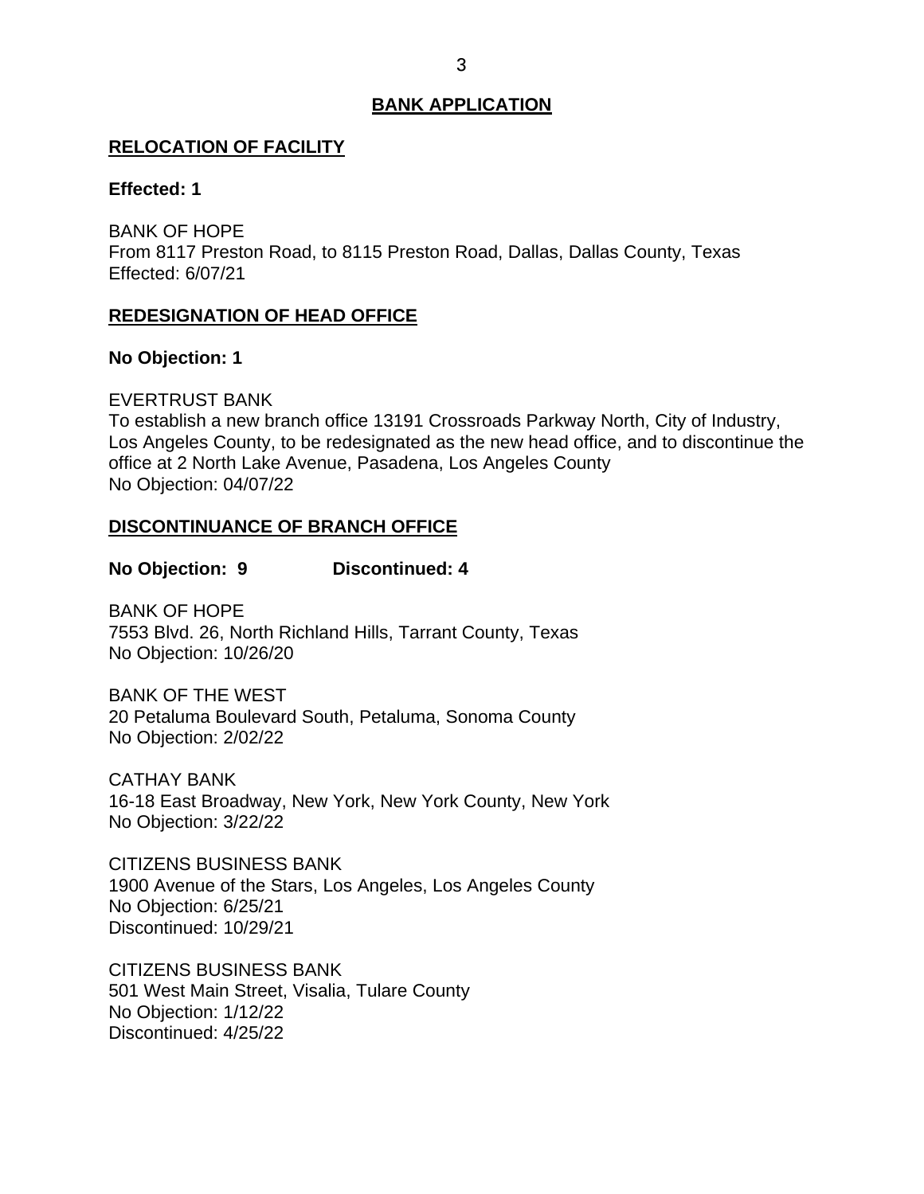## BANK APPLICATION

### RELOCATION OF FACILITY

**Effected: 1**

BANK OF HOPE
From 8117 Preston Road, to 8115 Preston Road, Dallas, Dallas County, Texas
Effected: 6/07/21

### REDESIGNATION OF HEAD OFFICE

**No Objection: 1**

EVERTRUST BANK
To establish a new branch office 13191 Crossroads Parkway North, City of Industry, Los Angeles County, to be redesignated as the new head office, and to discontinue the office at 2 North Lake Avenue, Pasadena, Los Angeles County
No Objection: 04/07/22

### DISCONTINUANCE OF BRANCH OFFICE

**No Objection: 9 Discontinued: 4**

BANK OF HOPE
7553 Blvd. 26, North Richland Hills, Tarrant County, Texas
No Objection: 10/26/20

BANK OF THE WEST
20 Petaluma Boulevard South, Petaluma, Sonoma County
No Objection: 2/02/22

CATHAY BANK
16-18 East Broadway, New York, New York County, New York
No Objection: 3/22/22

CITIZENS BUSINESS BANK
1900 Avenue of the Stars, Los Angeles, Los Angeles County
No Objection: 6/25/21
Discontinued: 10/29/21

CITIZENS BUSINESS BANK
501 West Main Street, Visalia, Tulare County
No Objection: 1/12/22
Discontinued: 4/25/22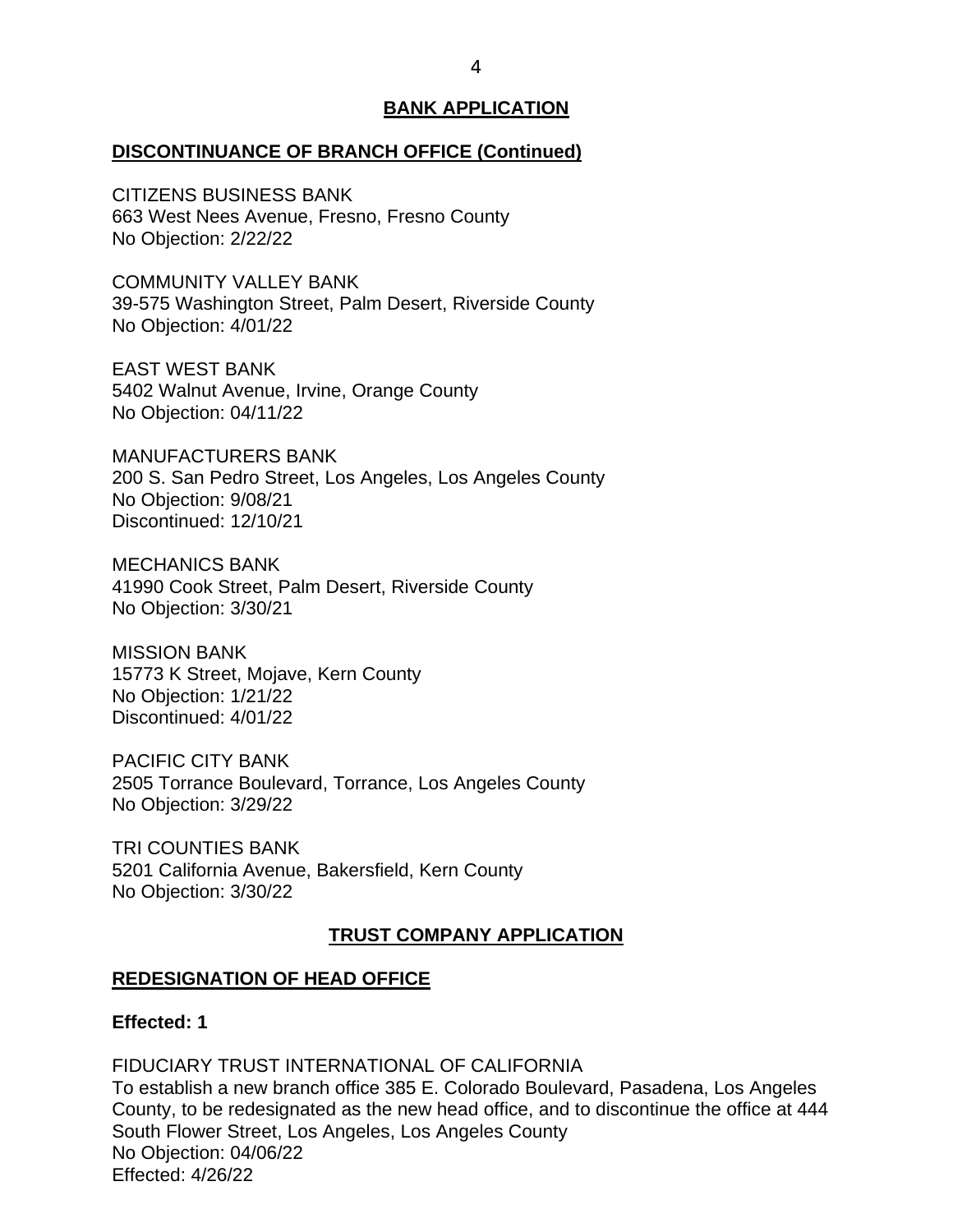## BANK APPLICATION

### DISCONTINUANCE OF BRANCH OFFICE (Continued)

CITIZENS BUSINESS BANK
663 West Nees Avenue, Fresno, Fresno County
No Objection: 2/22/22

COMMUNITY VALLEY BANK
39-575 Washington Street, Palm Desert, Riverside County
No Objection: 4/01/22

EAST WEST BANK
5402 Walnut Avenue, Irvine, Orange County
No Objection: 04/11/22

MANUFACTURERS BANK
200 S. San Pedro Street, Los Angeles, Los Angeles County
No Objection: 9/08/21
Discontinued: 12/10/21

MECHANICS BANK
41990 Cook Street, Palm Desert, Riverside County
No Objection: 3/30/21

MISSION BANK
15773 K Street, Mojave, Kern County
No Objection: 1/21/22
Discontinued: 4/01/22

PACIFIC CITY BANK
2505 Torrance Boulevard, Torrance, Los Angeles County
No Objection: 3/29/22

TRI COUNTIES BANK
5201 California Avenue, Bakersfield, Kern County
No Objection: 3/30/22

## TRUST COMPANY APPLICATION

### REDESIGNATION OF HEAD OFFICE

**Effected: 1**

FIDUCIARY TRUST INTERNATIONAL OF CALIFORNIA
To establish a new branch office 385 E. Colorado Boulevard, Pasadena, Los Angeles County, to be redesignated as the new head office, and to discontinue the office at 444 South Flower Street, Los Angeles, Los Angeles County
No Objection: 04/06/22
Effected: 4/26/22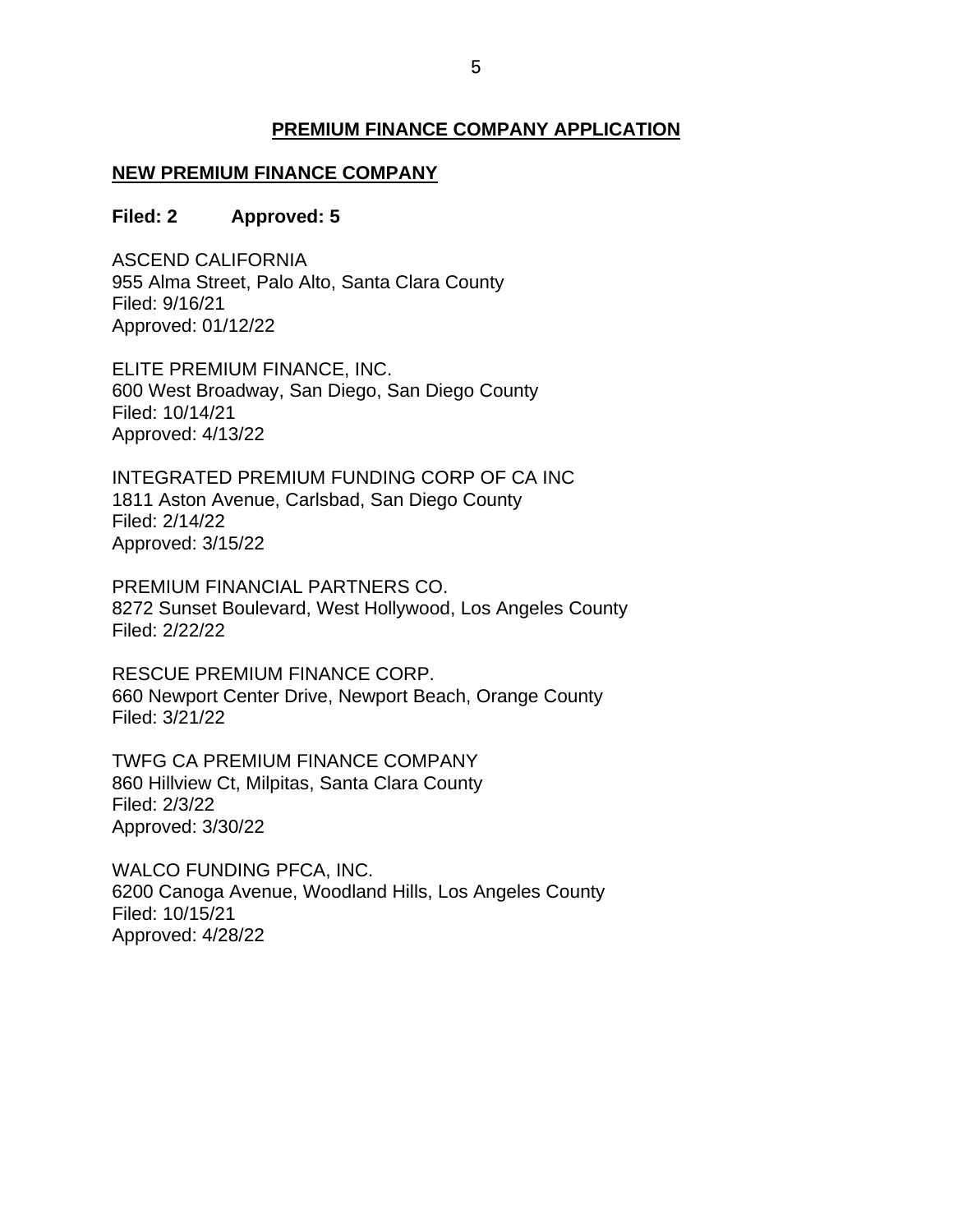## PREMIUM FINANCE COMPANY APPLICATION

### NEW PREMIUM FINANCE COMPANY

**Filed: 2 Approved: 5**

ASCEND CALIFORNIA
955 Alma Street, Palo Alto, Santa Clara County
Filed: 9/16/21
Approved: 01/12/22

ELITE PREMIUM FINANCE, INC.
600 West Broadway, San Diego, San Diego County
Filed: 10/14/21
Approved: 4/13/22

INTEGRATED PREMIUM FUNDING CORP OF CA INC
1811 Aston Avenue, Carlsbad, San Diego County
Filed: 2/14/22
Approved: 3/15/22

PREMIUM FINANCIAL PARTNERS CO.
8272 Sunset Boulevard, West Hollywood, Los Angeles County
Filed: 2/22/22

RESCUE PREMIUM FINANCE CORP.
660 Newport Center Drive, Newport Beach, Orange County
Filed: 3/21/22

TWFG CA PREMIUM FINANCE COMPANY
860 Hillview Ct, Milpitas, Santa Clara County
Filed: 2/3/22
Approved: 3/30/22

WALCO FUNDING PFCA, INC.
6200 Canoga Avenue, Woodland Hills, Los Angeles County
Filed: 10/15/21
Approved: 4/28/22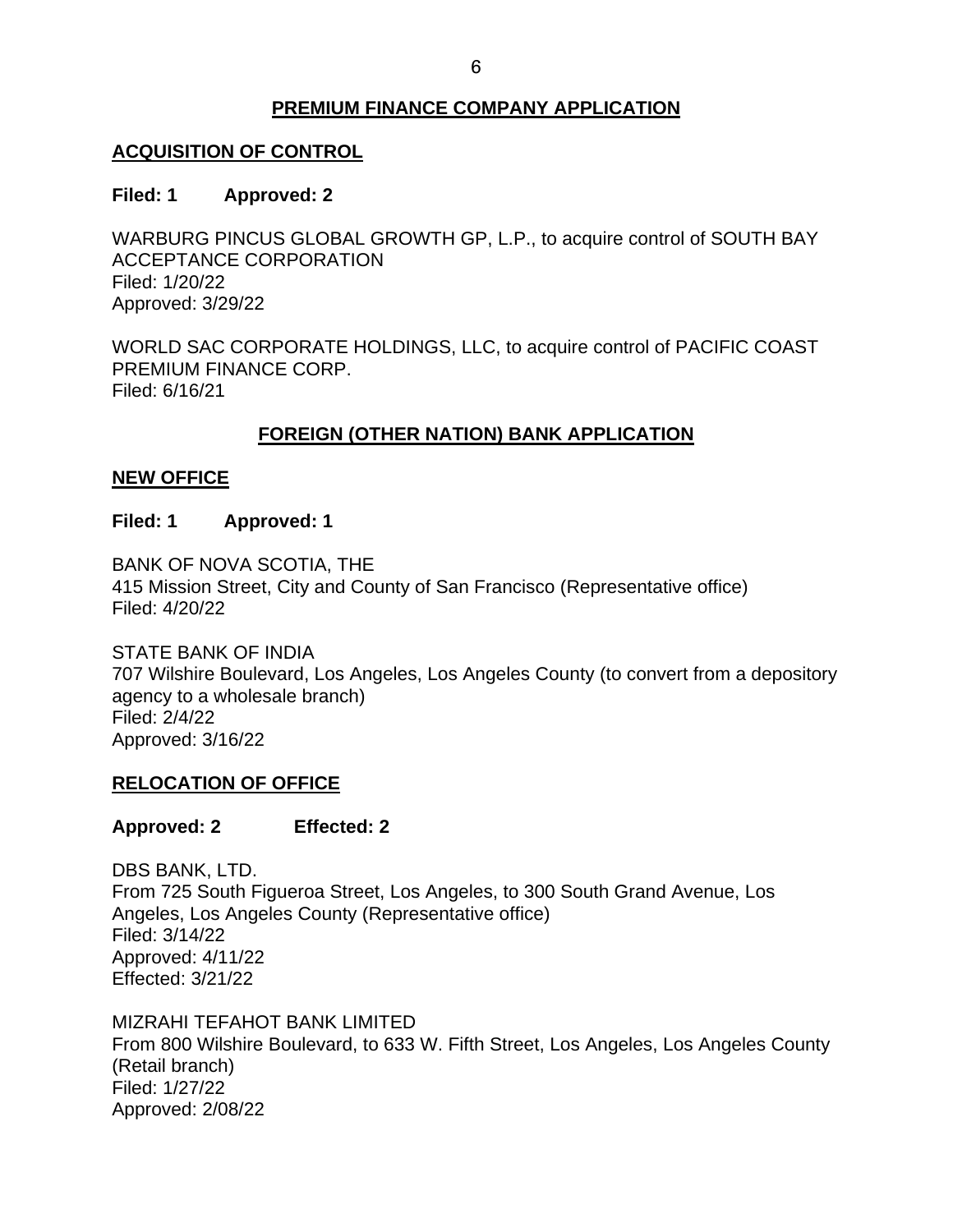## PREMIUM FINANCE COMPANY APPLICATION

### ACQUISITION OF CONTROL

**Filed: 1 Approved: 2**

WARBURG PINCUS GLOBAL GROWTH GP, L.P., to acquire control of SOUTH BAY ACCEPTANCE CORPORATION
Filed: 1/20/22
Approved: 3/29/22

WORLD SAC CORPORATE HOLDINGS, LLC, to acquire control of PACIFIC COAST PREMIUM FINANCE CORP.
Filed: 6/16/21

## FOREIGN (OTHER NATION) BANK APPLICATION

### NEW OFFICE

**Filed: 1 Approved: 1**

BANK OF NOVA SCOTIA, THE
415 Mission Street, City and County of San Francisco (Representative office)
Filed: 4/20/22

STATE BANK OF INDIA
707 Wilshire Boulevard, Los Angeles, Los Angeles County (to convert from a depository agency to a wholesale branch)
Filed: 2/4/22
Approved: 3/16/22

### RELOCATION OF OFFICE

**Approved: 2 Effected: 2**

DBS BANK, LTD.
From 725 South Figueroa Street, Los Angeles, to 300 South Grand Avenue, Los Angeles, Los Angeles County (Representative office)
Filed: 3/14/22
Approved: 4/11/22
Effected: 3/21/22

MIZRAHI TEFAHOT BANK LIMITED
From 800 Wilshire Boulevard, to 633 W. Fifth Street, Los Angeles, Los Angeles County (Retail branch)
Filed: 1/27/22
Approved: 2/08/22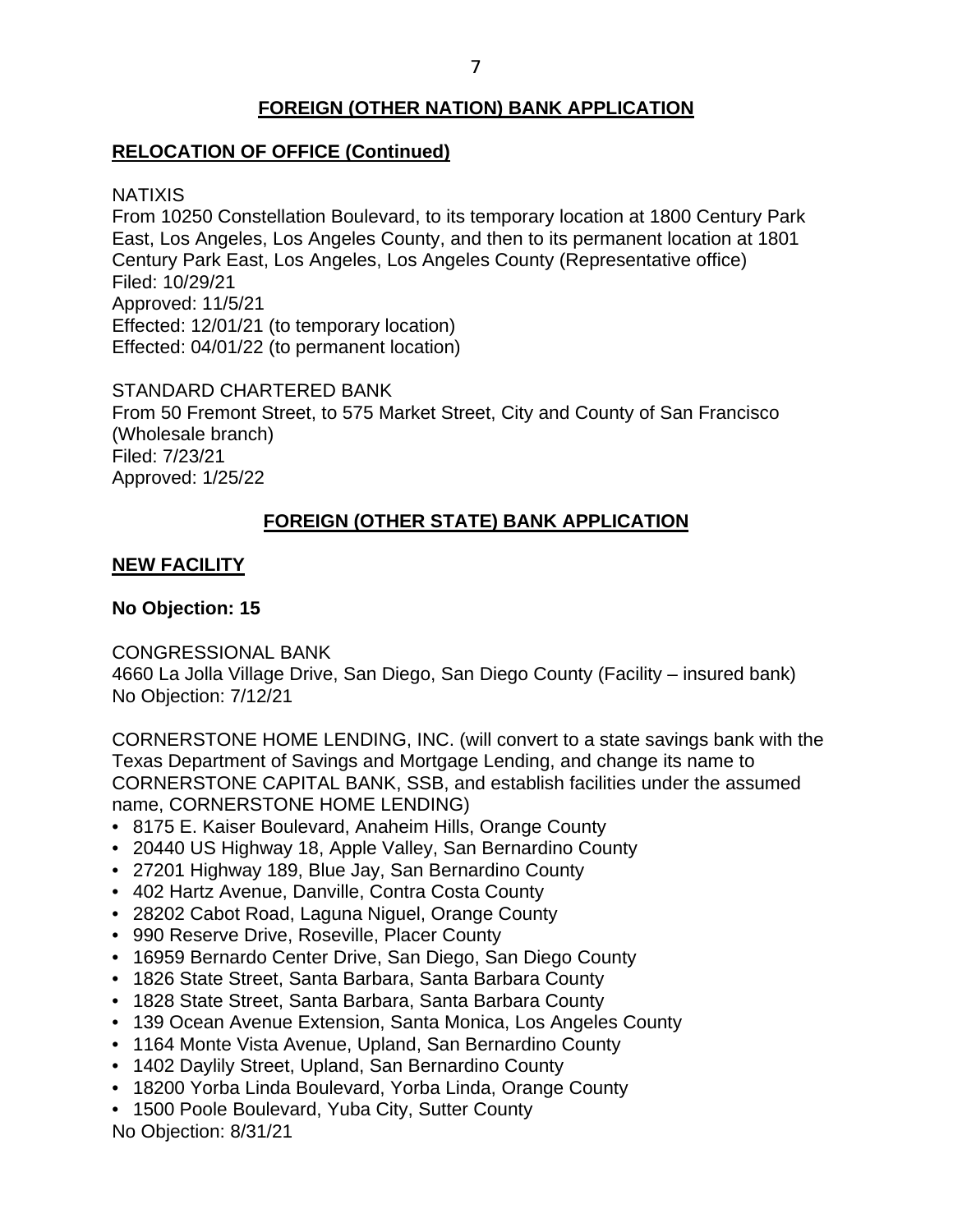## FOREIGN (OTHER NATION) BANK APPLICATION

### RELOCATION OF OFFICE (Continued)

NATIXIS
From 10250 Constellation Boulevard, to its temporary location at 1800 Century Park East, Los Angeles, Los Angeles County, and then to its permanent location at 1801 Century Park East, Los Angeles, Los Angeles County (Representative office)
Filed: 10/29/21
Approved: 11/5/21
Effected: 12/01/21 (to temporary location)
Effected: 04/01/22 (to permanent location)

STANDARD CHARTERED BANK
From 50 Fremont Street, to 575 Market Street, City and County of San Francisco (Wholesale branch)
Filed: 7/23/21
Approved: 1/25/22

## FOREIGN (OTHER STATE) BANK APPLICATION

### NEW FACILITY

**No Objection: 15**

CONGRESSIONAL BANK
4660 La Jolla Village Drive, San Diego, San Diego County (Facility – insured bank)
No Objection: 7/12/21

CORNERSTONE HOME LENDING, INC. (will convert to a state savings bank with the Texas Department of Savings and Mortgage Lending, and change its name to CORNERSTONE CAPITAL BANK, SSB, and establish facilities under the assumed name, CORNERSTONE HOME LENDING)

- 8175 E. Kaiser Boulevard, Anaheim Hills, Orange County
- 20440 US Highway 18, Apple Valley, San Bernardino County
- 27201 Highway 189, Blue Jay, San Bernardino County
- 402 Hartz Avenue, Danville, Contra Costa County
- 28202 Cabot Road, Laguna Niguel, Orange County
- 990 Reserve Drive, Roseville, Placer County
- 16959 Bernardo Center Drive, San Diego, San Diego County
- 1826 State Street, Santa Barbara, Santa Barbara County
- 1828 State Street, Santa Barbara, Santa Barbara County
- 139 Ocean Avenue Extension, Santa Monica, Los Angeles County
- 1164 Monte Vista Avenue, Upland, San Bernardino County
- 1402 Daylily Street, Upland, San Bernardino County
- 18200 Yorba Linda Boulevard, Yorba Linda, Orange County
- 1500 Poole Boulevard, Yuba City, Sutter County

No Objection: 8/31/21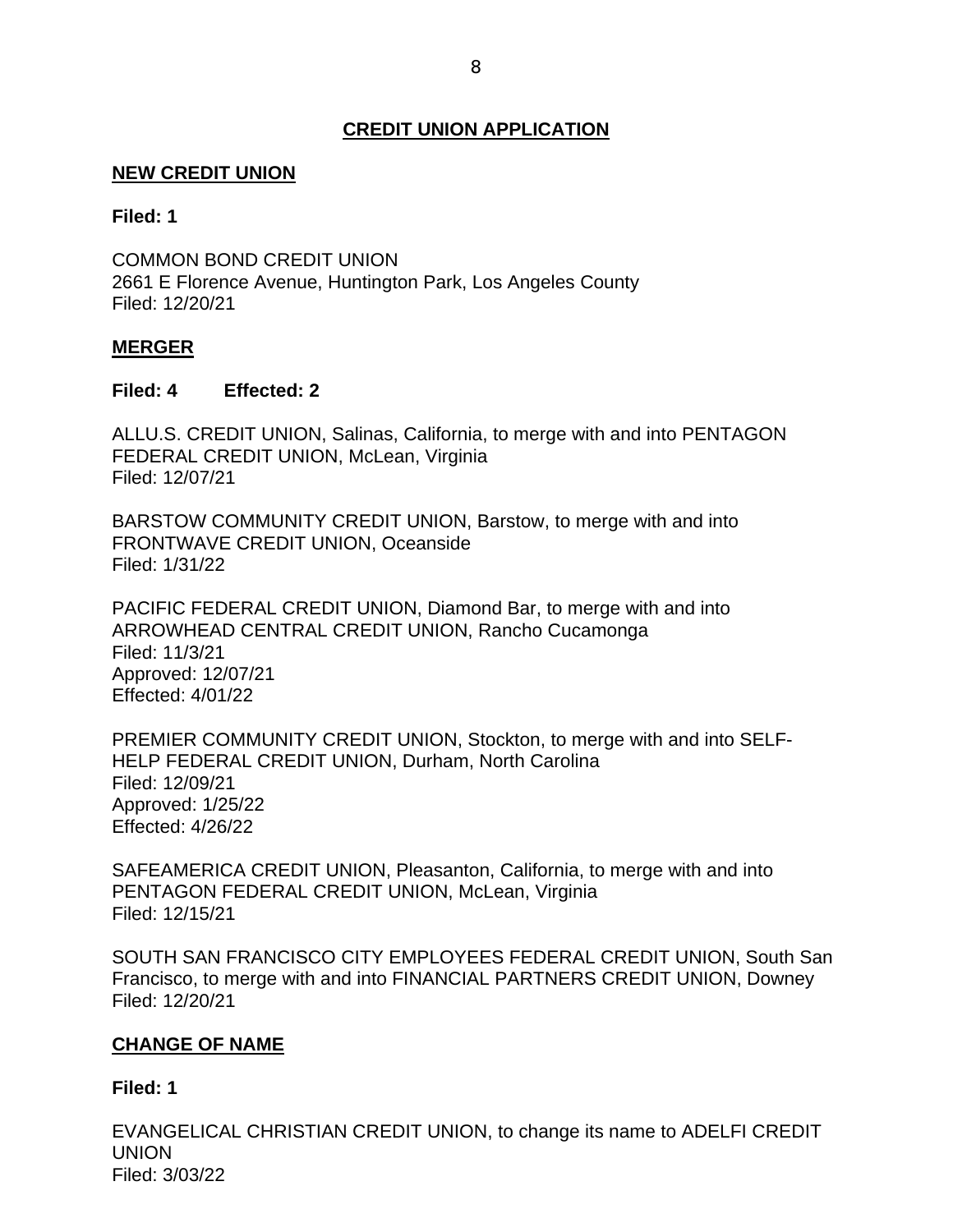## CREDIT UNION APPLICATION

### NEW CREDIT UNION

**Filed: 1**

COMMON BOND CREDIT UNION
2661 E Florence Avenue, Huntington Park, Los Angeles County
Filed: 12/20/21

### MERGER

**Filed: 4 Effected: 2**

ALLU.S. CREDIT UNION, Salinas, California, to merge with and into PENTAGON FEDERAL CREDIT UNION, McLean, Virginia
Filed: 12/07/21

BARSTOW COMMUNITY CREDIT UNION, Barstow, to merge with and into FRONTWAVE CREDIT UNION, Oceanside
Filed: 1/31/22

PACIFIC FEDERAL CREDIT UNION, Diamond Bar, to merge with and into ARROWHEAD CENTRAL CREDIT UNION, Rancho Cucamonga
Filed: 11/3/21
Approved: 12/07/21
Effected: 4/01/22

PREMIER COMMUNITY CREDIT UNION, Stockton, to merge with and into SELF-HELP FEDERAL CREDIT UNION, Durham, North Carolina
Filed: 12/09/21
Approved: 1/25/22
Effected: 4/26/22

SAFEAMERICA CREDIT UNION, Pleasanton, California, to merge with and into PENTAGON FEDERAL CREDIT UNION, McLean, Virginia
Filed: 12/15/21

SOUTH SAN FRANCISCO CITY EMPLOYEES FEDERAL CREDIT UNION, South San Francisco, to merge with and into FINANCIAL PARTNERS CREDIT UNION, Downey
Filed: 12/20/21

### CHANGE OF NAME

**Filed: 1**

EVANGELICAL CHRISTIAN CREDIT UNION, to change its name to ADELFI CREDIT UNION
Filed: 3/03/22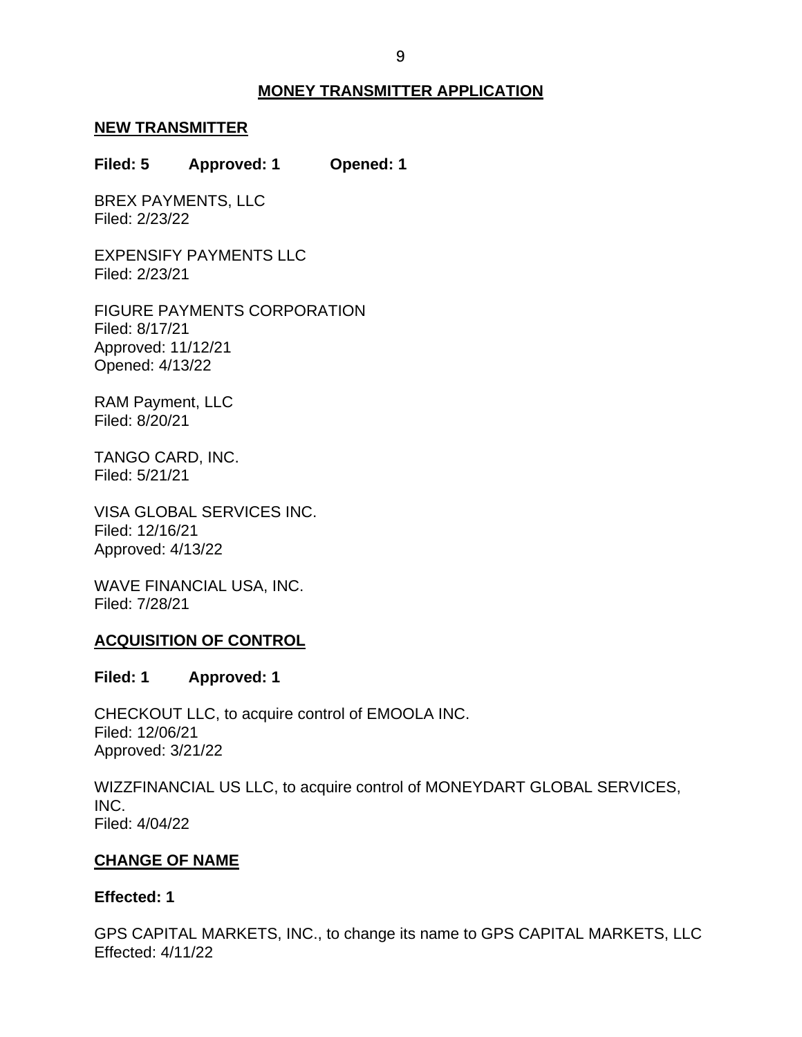## MONEY TRANSMITTER APPLICATION

### NEW TRANSMITTER

**Filed: 5  Approved: 1  Opened: 1**

BREX PAYMENTS, LLC
Filed: 2/23/22

EXPENSIFY PAYMENTS LLC
Filed: 2/23/21

FIGURE PAYMENTS CORPORATION
Filed: 8/17/21
Approved: 11/12/21
Opened: 4/13/22

RAM Payment, LLC
Filed: 8/20/21

TANGO CARD, INC.
Filed: 5/21/21

VISA GLOBAL SERVICES INC.
Filed: 12/16/21
Approved: 4/13/22

WAVE FINANCIAL USA, INC.
Filed: 7/28/21

### ACQUISITION OF CONTROL

**Filed: 1  Approved: 1**

CHECKOUT LLC, to acquire control of EMOOLA INC.
Filed: 12/06/21
Approved: 3/21/22

WIZZFINANCIAL US LLC, to acquire control of MONEYDART GLOBAL SERVICES, INC.
Filed: 4/04/22

### CHANGE OF NAME

**Effected: 1**

GPS CAPITAL MARKETS, INC., to change its name to GPS CAPITAL MARKETS, LLC
Effected: 4/11/22